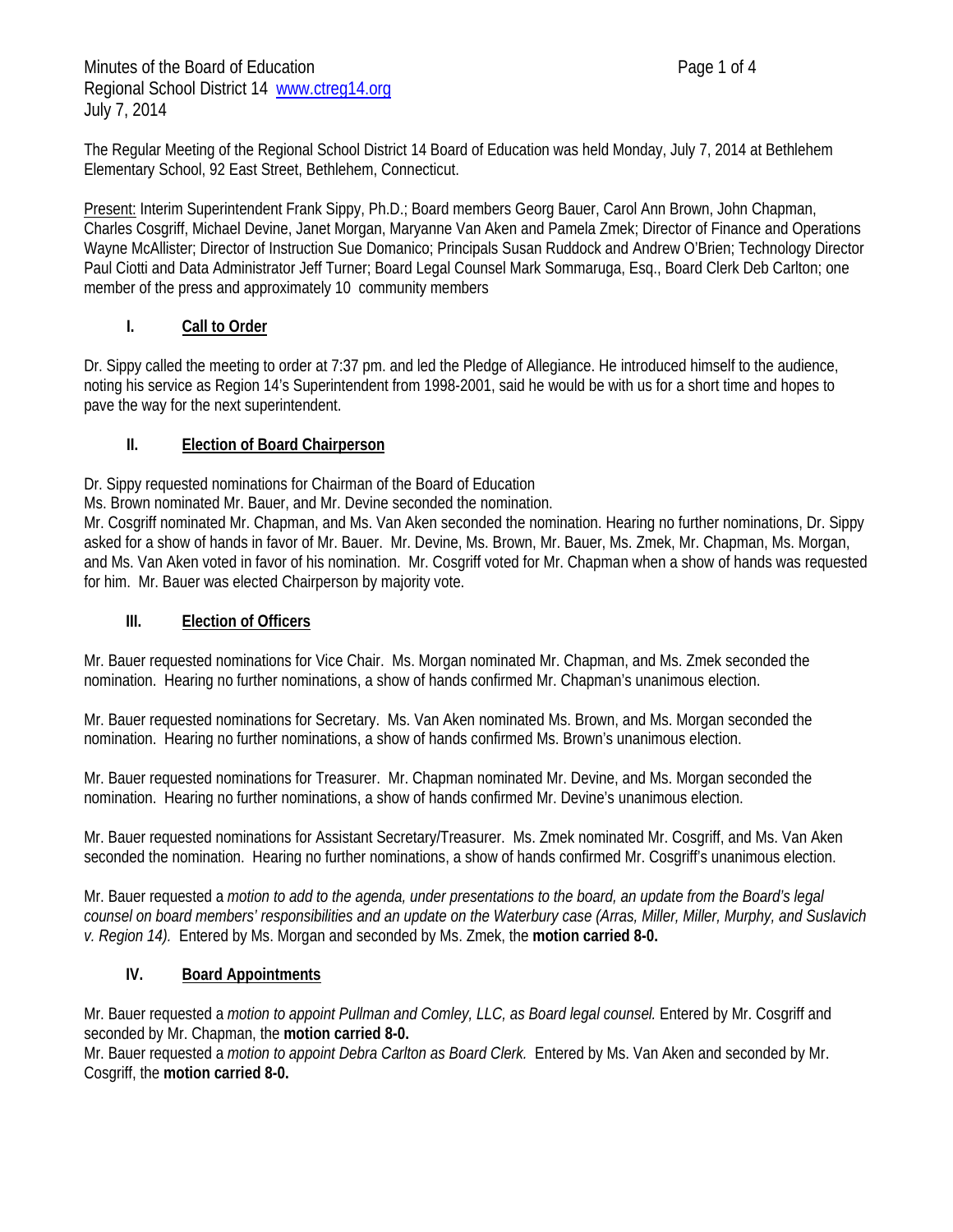Minutes of the Board of Education
Regional School District 14 www.ctreg14.org
July 7, 2014

The Regular Meeting of the Regional School District 14 Board of Education was held Monday, July 7, 2014 at Bethlehem Elementary School, 92 East Street, Bethlehem, Connecticut.

Present: Interim Superintendent Frank Sippy, Ph.D.; Board members Georg Bauer, Carol Ann Brown, John Chapman, Charles Cosgriff, Michael Devine, Janet Morgan, Maryanne Van Aken and Pamela Zmek; Director of Finance and Operations Wayne McAllister; Director of Instruction Sue Domanico; Principals Susan Ruddock and Andrew O'Brien; Technology Director Paul Ciotti and Data Administrator Jeff Turner; Board Legal Counsel Mark Sommaruga, Esq., Board Clerk Deb Carlton; one member of the press and approximately 10 community members

## I. Call to Order

Dr. Sippy called the meeting to order at 7:37 pm. and led the Pledge of Allegiance. He introduced himself to the audience, noting his service as Region 14's Superintendent from 1998-2001, said he would be with us for a short time and hopes to pave the way for the next superintendent.

## II. Election of Board Chairperson

Dr. Sippy requested nominations for Chairman of the Board of Education
Ms. Brown nominated Mr. Bauer, and Mr. Devine seconded the nomination.
Mr. Cosgriff nominated Mr. Chapman, and Ms. Van Aken seconded the nomination. Hearing no further nominations, Dr. Sippy asked for a show of hands in favor of Mr. Bauer. Mr. Devine, Ms. Brown, Mr. Bauer, Ms. Zmek, Mr. Chapman, Ms. Morgan, and Ms. Van Aken voted in favor of his nomination. Mr. Cosgriff voted for Mr. Chapman when a show of hands was requested for him. Mr. Bauer was elected Chairperson by majority vote.

## III. Election of Officers

Mr. Bauer requested nominations for Vice Chair. Ms. Morgan nominated Mr. Chapman, and Ms. Zmek seconded the nomination. Hearing no further nominations, a show of hands confirmed Mr. Chapman's unanimous election.

Mr. Bauer requested nominations for Secretary. Ms. Van Aken nominated Ms. Brown, and Ms. Morgan seconded the nomination. Hearing no further nominations, a show of hands confirmed Ms. Brown's unanimous election.

Mr. Bauer requested nominations for Treasurer. Mr. Chapman nominated Mr. Devine, and Ms. Morgan seconded the nomination. Hearing no further nominations, a show of hands confirmed Mr. Devine's unanimous election.

Mr. Bauer requested nominations for Assistant Secretary/Treasurer. Ms. Zmek nominated Mr. Cosgriff, and Ms. Van Aken seconded the nomination. Hearing no further nominations, a show of hands confirmed Mr. Cosgriff's unanimous election.

Mr. Bauer requested a *motion to add to the agenda, under presentations to the board, an update from the Board's legal counsel on board members' responsibilities and an update on the Waterbury case (Arras, Miller, Miller, Murphy, and Suslavich v. Region 14).* Entered by Ms. Morgan and seconded by Ms. Zmek, the **motion carried 8-0.**

## IV. Board Appointments

Mr. Bauer requested a *motion to appoint Pullman and Comley, LLC, as Board legal counsel.* Entered by Mr. Cosgriff and seconded by Mr. Chapman, the **motion carried 8-0.**
Mr. Bauer requested a *motion to appoint Debra Carlton as Board Clerk.* Entered by Ms. Van Aken and seconded by Mr. Cosgriff, the **motion carried 8-0.**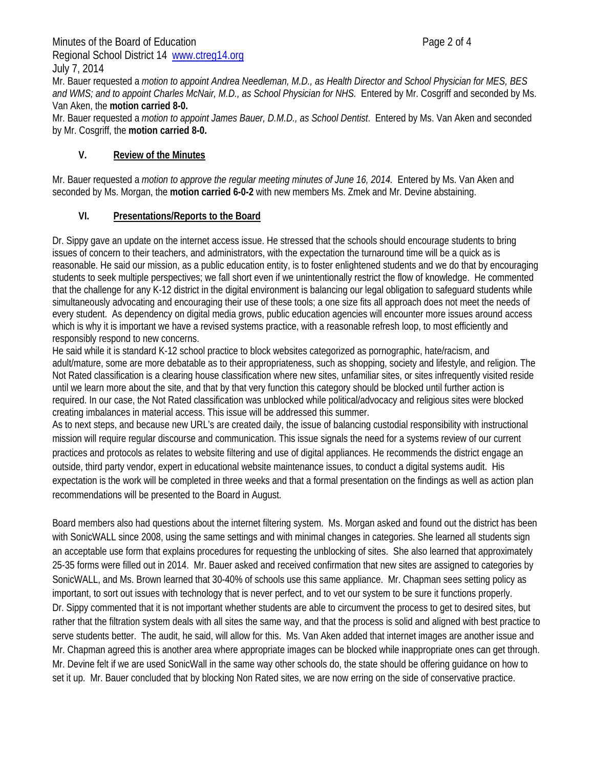Mr. Bauer requested a *motion to appoint Andrea Needleman, M.D., as Health Director and School Physician for MES, BES and WMS; and to appoint Charles McNair, M.D., as School Physician for NHS.* Entered by Mr. Cosgriff and seconded by Ms. Van Aken, the **motion carried 8-0.**

Mr. Bauer requested a *motion to appoint James Bauer, D.M.D., as School Dentist*. Entered by Ms. Van Aken and seconded by Mr. Cosgriff, the **motion carried 8-0.**

## V. Review of the Minutes

Mr. Bauer requested a *motion to approve the regular meeting minutes of June 16, 2014.* Entered by Ms. Van Aken and seconded by Ms. Morgan, the **motion carried 6-0-2** with new members Ms. Zmek and Mr. Devine abstaining.

## VI. Presentations/Reports to the Board

Dr. Sippy gave an update on the internet access issue. He stressed that the schools should encourage students to bring issues of concern to their teachers, and administrators, with the expectation the turnaround time will be a quick as is reasonable. He said our mission, as a public education entity, is to foster enlightened students and we do that by encouraging students to seek multiple perspectives; we fall short even if we unintentionally restrict the flow of knowledge. He commented that the challenge for any K-12 district in the digital environment is balancing our legal obligation to safeguard students while simultaneously advocating and encouraging their use of these tools; a one size fits all approach does not meet the needs of every student. As dependency on digital media grows, public education agencies will encounter more issues around access which is why it is important we have a revised systems practice, with a reasonable refresh loop, to most efficiently and responsibly respond to new concerns.

He said while it is standard K-12 school practice to block websites categorized as pornographic, hate/racism, and adult/mature, some are more debatable as to their appropriateness, such as shopping, society and lifestyle, and religion. The Not Rated classification is a clearing house classification where new sites, unfamiliar sites, or sites infrequently visited reside until we learn more about the site, and that by that very function this category should be blocked until further action is required. In our case, the Not Rated classification was unblocked while political/advocacy and religious sites were blocked creating imbalances in material access. This issue will be addressed this summer.

As to next steps, and because new URL's are created daily, the issue of balancing custodial responsibility with instructional mission will require regular discourse and communication. This issue signals the need for a systems review of our current practices and protocols as relates to website filtering and use of digital appliances. He recommends the district engage an outside, third party vendor, expert in educational website maintenance issues, to conduct a digital systems audit. His expectation is the work will be completed in three weeks and that a formal presentation on the findings as well as action plan recommendations will be presented to the Board in August.

Board members also had questions about the internet filtering system. Ms. Morgan asked and found out the district has been with SonicWALL since 2008, using the same settings and with minimal changes in categories. She learned all students sign an acceptable use form that explains procedures for requesting the unblocking of sites. She also learned that approximately 25-35 forms were filled out in 2014. Mr. Bauer asked and received confirmation that new sites are assigned to categories by SonicWALL, and Ms. Brown learned that 30-40% of schools use this same appliance. Mr. Chapman sees setting policy as important, to sort out issues with technology that is never perfect, and to vet our system to be sure it functions properly. Dr. Sippy commented that it is not important whether students are able to circumvent the process to get to desired sites, but rather that the filtration system deals with all sites the same way, and that the process is solid and aligned with best practice to serve students better. The audit, he said, will allow for this. Ms. Van Aken added that internet images are another issue and Mr. Chapman agreed this is another area where appropriate images can be blocked while inappropriate ones can get through. Mr. Devine felt if we are used SonicWall in the same way other schools do, the state should be offering guidance on how to set it up. Mr. Bauer concluded that by blocking Non Rated sites, we are now erring on the side of conservative practice.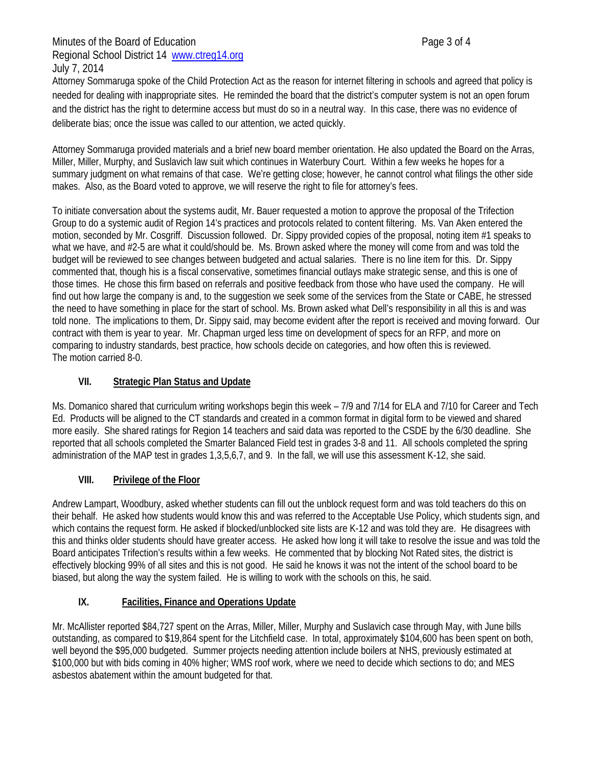Attorney Sommaruga spoke of the Child Protection Act as the reason for internet filtering in schools and agreed that policy is needed for dealing with inappropriate sites. He reminded the board that the district's computer system is not an open forum and the district has the right to determine access but must do so in a neutral way. In this case, there was no evidence of deliberate bias; once the issue was called to our attention, we acted quickly.

Attorney Sommaruga provided materials and a brief new board member orientation. He also updated the Board on the Arras, Miller, Miller, Murphy, and Suslavich law suit which continues in Waterbury Court. Within a few weeks he hopes for a summary judgment on what remains of that case. We're getting close; however, he cannot control what filings the other side makes. Also, as the Board voted to approve, we will reserve the right to file for attorney's fees.

To initiate conversation about the systems audit, Mr. Bauer requested a motion to approve the proposal of the Trifection Group to do a systemic audit of Region 14's practices and protocols related to content filtering. Ms. Van Aken entered the motion, seconded by Mr. Cosgriff. Discussion followed. Dr. Sippy provided copies of the proposal, noting item #1 speaks to what we have, and #2-5 are what it could/should be. Ms. Brown asked where the money will come from and was told the budget will be reviewed to see changes between budgeted and actual salaries. There is no line item for this. Dr. Sippy commented that, though his is a fiscal conservative, sometimes financial outlays make strategic sense, and this is one of those times. He chose this firm based on referrals and positive feedback from those who have used the company. He will find out how large the company is and, to the suggestion we seek some of the services from the State or CABE, he stressed the need to have something in place for the start of school. Ms. Brown asked what Dell's responsibility in all this is and was told none. The implications to them, Dr. Sippy said, may become evident after the report is received and moving forward. Our contract with them is year to year. Mr. Chapman urged less time on development of specs for an RFP, and more on comparing to industry standards, best practice, how schools decide on categories, and how often this is reviewed.
The motion carried 8-0.

## VII. Strategic Plan Status and Update

Ms. Domanico shared that curriculum writing workshops begin this week – 7/9 and 7/14 for ELA and 7/10 for Career and Tech Ed. Products will be aligned to the CT standards and created in a common format in digital form to be viewed and shared more easily. She shared ratings for Region 14 teachers and said data was reported to the CSDE by the 6/30 deadline. She reported that all schools completed the Smarter Balanced Field test in grades 3-8 and 11. All schools completed the spring administration of the MAP test in grades 1,3,5,6,7, and 9. In the fall, we will use this assessment K-12, she said.

## VIII. Privilege of the Floor

Andrew Lampart, Woodbury, asked whether students can fill out the unblock request form and was told teachers do this on their behalf. He asked how students would know this and was referred to the Acceptable Use Policy, which students sign, and which contains the request form. He asked if blocked/unblocked site lists are K-12 and was told they are. He disagrees with this and thinks older students should have greater access. He asked how long it will take to resolve the issue and was told the Board anticipates Trifection's results within a few weeks. He commented that by blocking Not Rated sites, the district is effectively blocking 99% of all sites and this is not good. He said he knows it was not the intent of the school board to be biased, but along the way the system failed. He is willing to work with the schools on this, he said.

## IX. Facilities, Finance and Operations Update

Mr. McAllister reported $84,727 spent on the Arras, Miller, Miller, Murphy and Suslavich case through May, with June bills outstanding, as compared to $19,864 spent for the Litchfield case. In total, approximately $104,600 has been spent on both, well beyond the $95,000 budgeted. Summer projects needing attention include boilers at NHS, previously estimated at $100,000 but with bids coming in 40% higher; WMS roof work, where we need to decide which sections to do; and MES asbestos abatement within the amount budgeted for that.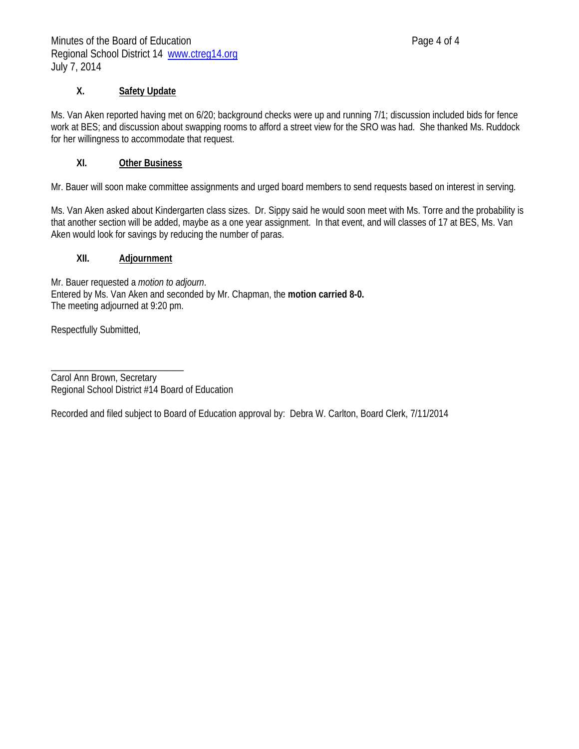### X. Safety Update

Ms. Van Aken reported having met on 6/20; background checks were up and running 7/1; discussion included bids for fence work at BES; and discussion about swapping rooms to afford a street view for the SRO was had. She thanked Ms. Ruddock for her willingness to accommodate that request.

### XI. Other Business

Mr. Bauer will soon make committee assignments and urged board members to send requests based on interest in serving.

Ms. Van Aken asked about Kindergarten class sizes. Dr. Sippy said he would soon meet with Ms. Torre and the probability is that another section will be added, maybe as a one year assignment. In that event, and will classes of 17 at BES, Ms. Van Aken would look for savings by reducing the number of paras.

### XII. Adjournment

Mr. Bauer requested a *motion to adjourn*.
Entered by Ms. Van Aken and seconded by Mr. Chapman, the **motion carried 8-0.**
The meeting adjourned at 9:20 pm.

Respectfully Submitted,

\_\_\_\_\_\_\_\_\_\_\_\_\_\_\_\_\_\_\_\_\_\_\_\_\_\_\_\_
Carol Ann Brown, Secretary
Regional School District #14 Board of Education

Recorded and filed subject to Board of Education approval by: Debra W. Carlton, Board Clerk, 7/11/2014